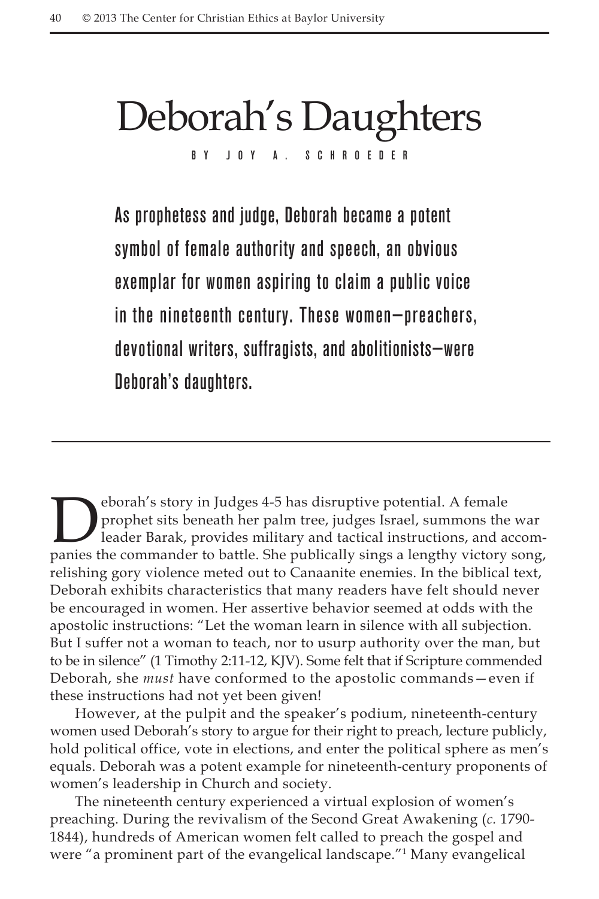# Deborah's Daughters

BY JOY A. SCHROEDER

**As prophetess and judge, Deborah became a potent symbol of female authority and speech, an obvious exemplar for women aspiring to claim a public voice in the nineteenth century. These women—preachers, devotional writers, suffragists, and abolitionists—were Deborah's daughters.**

---

Deborah's story in Judges 4-5 has disruptive potential. A female prophet sits beneath her palm tree, judges Israel, summons the war leader Barak, provides military and tactical instructions, and accompanies the commander to battle. She publically sings a lengthy victory song, relishing gory violence meted out to Canaanite enemies. In the biblical text, Deborah exhibits characteristics that many readers have felt should never be encouraged in women. Her assertive behavior seemed at odds with the apostolic instructions: "Let the woman learn in silence with all subjection. But I suffer not a woman to teach, nor to usurp authority over the man, but to be in silence" (1 Timothy 2:11-12, KJV). Some felt that if Scripture commended Deborah, she *must* have conformed to the apostolic commands—even if these instructions had not yet been given!

However, at the pulpit and the speaker's podium, nineteenth-century women used Deborah's story to argue for their right to preach, lecture publicly, hold political office, vote in elections, and enter the political sphere as men's equals. Deborah was a potent example for nineteenth-century proponents of women's leadership in Church and society.

The nineteenth century experienced a virtual explosion of women's preaching. During the revivalism of the Second Great Awakening (*c.* 1790-1844), hundreds of American women felt called to preach the gospel and were "a prominent part of the evangelical landscape."[1] Many evangelical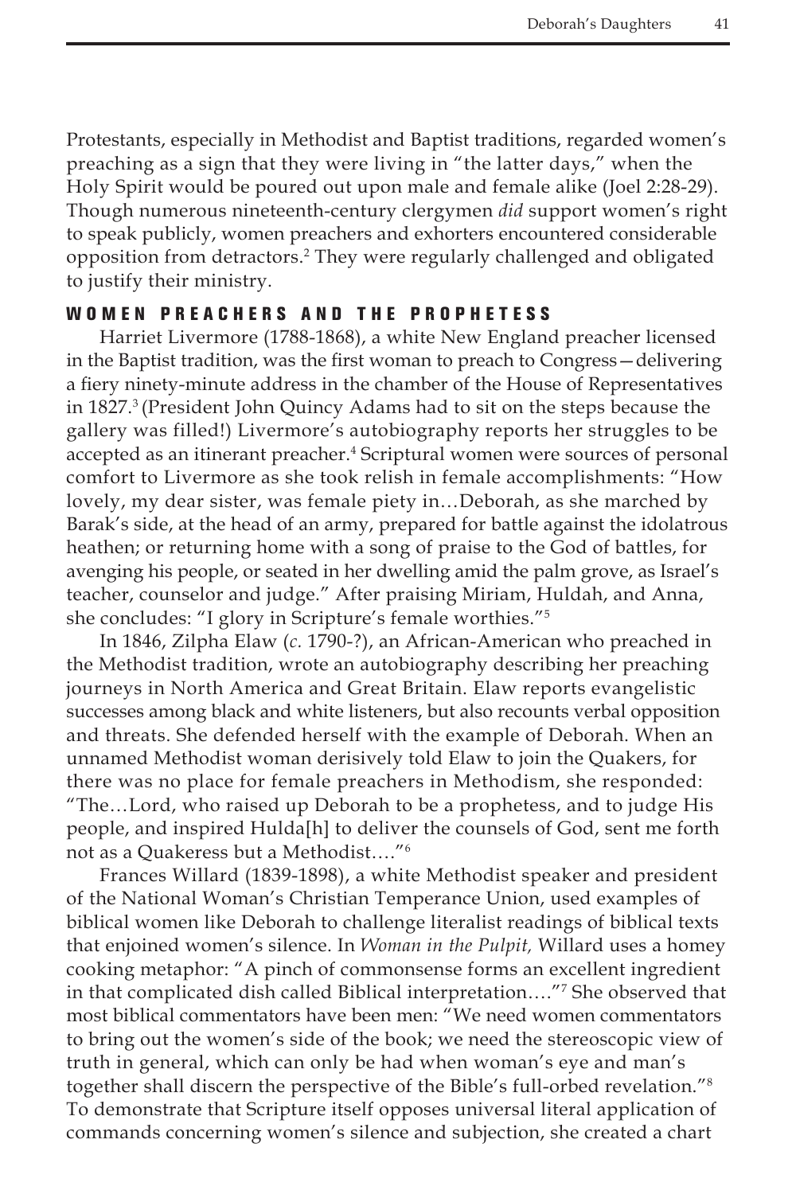Protestants, especially in Methodist and Baptist traditions, regarded women's preaching as a sign that they were living in "the latter days," when the Holy Spirit would be poured out upon male and female alike (Joel 2:28-29). Though numerous nineteenth-century clergymen *did* support women's right to speak publicly, women preachers and exhorters encountered considerable opposition from detractors.[2] They were regularly challenged and obligated to justify their ministry.

## WOMEN PREACHERS AND THE PROPHETESS

Harriet Livermore (1788-1868), a white New England preacher licensed in the Baptist tradition, was the first woman to preach to Congress—delivering a fiery ninety-minute address in the chamber of the House of Representatives in 1827.[3] (President John Quincy Adams had to sit on the steps because the gallery was filled!) Livermore's autobiography reports her struggles to be accepted as an itinerant preacher.[4] Scriptural women were sources of personal comfort to Livermore as she took relish in female accomplishments: "How lovely, my dear sister, was female piety in…Deborah, as she marched by Barak's side, at the head of an army, prepared for battle against the idolatrous heathen; or returning home with a song of praise to the God of battles, for avenging his people, or seated in her dwelling amid the palm grove, as Israel's teacher, counselor and judge." After praising Miriam, Huldah, and Anna, she concludes: "I glory in Scripture's female worthies."[5]

In 1846, Zilpha Elaw (*c.* 1790-?), an African-American who preached in the Methodist tradition, wrote an autobiography describing her preaching journeys in North America and Great Britain. Elaw reports evangelistic successes among black and white listeners, but also recounts verbal opposition and threats. She defended herself with the example of Deborah. When an unnamed Methodist woman derisively told Elaw to join the Quakers, for there was no place for female preachers in Methodism, she responded: "The…Lord, who raised up Deborah to be a prophetess, and to judge His people, and inspired Hulda[h] to deliver the counsels of God, sent me forth not as a Quakeress but a Methodist…."[6]

Frances Willard (1839-1898), a white Methodist speaker and president of the National Woman's Christian Temperance Union, used examples of biblical women like Deborah to challenge literalist readings of biblical texts that enjoined women's silence. In *Woman in the Pulpit,* Willard uses a homey cooking metaphor: "A pinch of commonsense forms an excellent ingredient in that complicated dish called Biblical interpretation…."[7] She observed that most biblical commentators have been men: "We need women commentators to bring out the women's side of the book; we need the stereoscopic view of truth in general, which can only be had when woman's eye and man's together shall discern the perspective of the Bible's full-orbed revelation."[8] To demonstrate that Scripture itself opposes universal literal application of commands concerning women's silence and subjection, she created a chart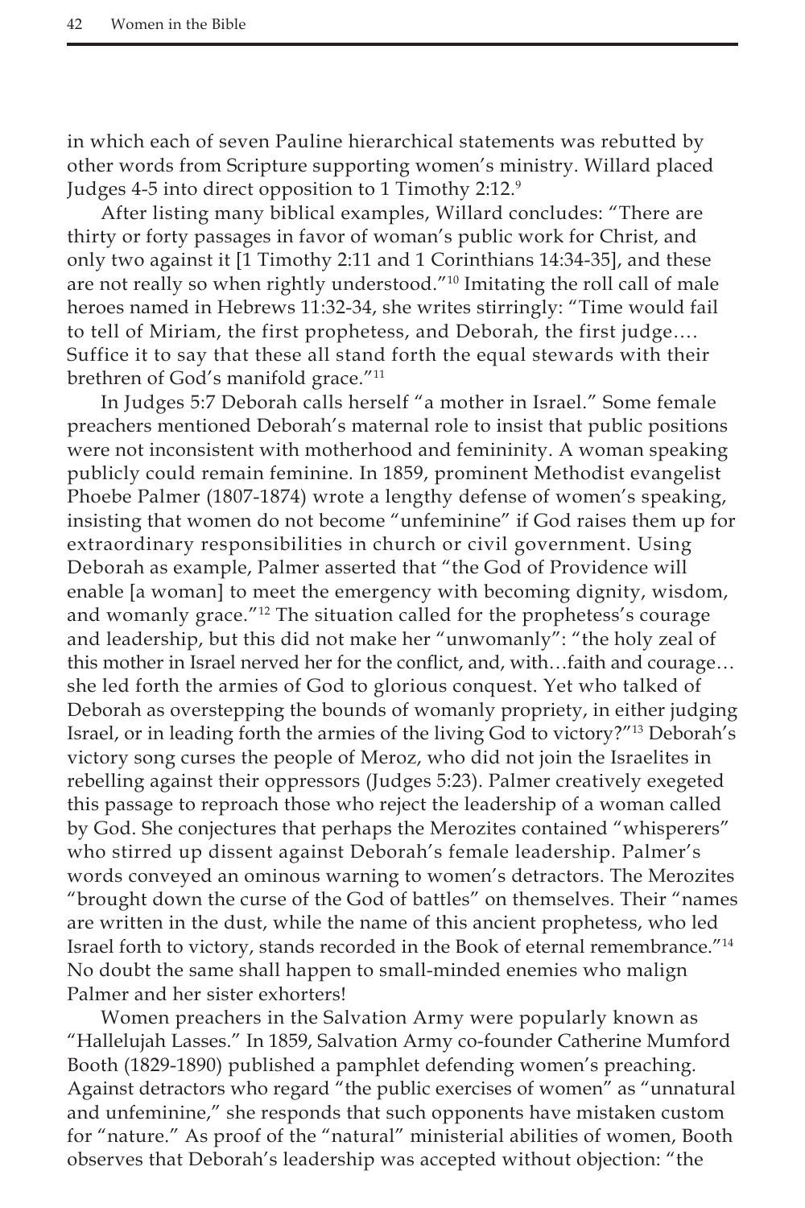in which each of seven Pauline hierarchical statements was rebutted by other words from Scripture supporting women's ministry. Willard placed Judges 4-5 into direct opposition to 1 Timothy 2:12.[9]

After listing many biblical examples, Willard concludes: "There are thirty or forty passages in favor of woman's public work for Christ, and only two against it [1 Timothy 2:11 and 1 Corinthians 14:34-35], and these are not really so when rightly understood."[10] Imitating the roll call of male heroes named in Hebrews 11:32-34, she writes stirringly: "Time would fail to tell of Miriam, the first prophetess, and Deborah, the first judge…. Suffice it to say that these all stand forth the equal stewards with their brethren of God's manifold grace."[11]

In Judges 5:7 Deborah calls herself "a mother in Israel." Some female preachers mentioned Deborah's maternal role to insist that public positions were not inconsistent with motherhood and femininity. A woman speaking publicly could remain feminine. In 1859, prominent Methodist evangelist Phoebe Palmer (1807-1874) wrote a lengthy defense of women's speaking, insisting that women do not become "unfeminine" if God raises them up for extraordinary responsibilities in church or civil government. Using Deborah as example, Palmer asserted that "the God of Providence will enable [a woman] to meet the emergency with becoming dignity, wisdom, and womanly grace."[12] The situation called for the prophetess's courage and leadership, but this did not make her "unwomanly": "the holy zeal of this mother in Israel nerved her for the conflict, and, with…faith and courage… she led forth the armies of God to glorious conquest. Yet who talked of Deborah as overstepping the bounds of womanly propriety, in either judging Israel, or in leading forth the armies of the living God to victory?"[13] Deborah's victory song curses the people of Meroz, who did not join the Israelites in rebelling against their oppressors (Judges 5:23). Palmer creatively exegeted this passage to reproach those who reject the leadership of a woman called by God. She conjectures that perhaps the Merozites contained "whisperers" who stirred up dissent against Deborah's female leadership. Palmer's words conveyed an ominous warning to women's detractors. The Merozites "brought down the curse of the God of battles" on themselves. Their "names are written in the dust, while the name of this ancient prophetess, who led Israel forth to victory, stands recorded in the Book of eternal remembrance."[14] No doubt the same shall happen to small-minded enemies who malign Palmer and her sister exhorters!

Women preachers in the Salvation Army were popularly known as "Hallelujah Lasses." In 1859, Salvation Army co-founder Catherine Mumford Booth (1829-1890) published a pamphlet defending women's preaching. Against detractors who regard "the public exercises of women" as "unnatural and unfeminine," she responds that such opponents have mistaken custom for "nature." As proof of the "natural" ministerial abilities of women, Booth observes that Deborah's leadership was accepted without objection: "the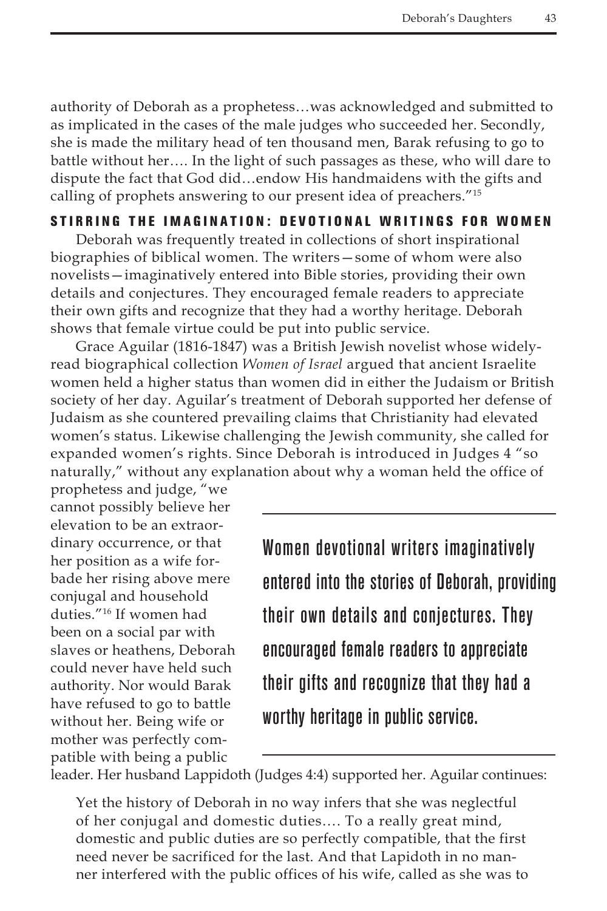authority of Deborah as a prophetess…was acknowledged and submitted to as implicated in the cases of the male judges who succeeded her. Secondly, she is made the military head of ten thousand men, Barak refusing to go to battle without her…. In the light of such passages as these, who will dare to dispute the fact that God did…endow His handmaidens with the gifts and calling of prophets answering to our present idea of preachers."[15]

## STIRRING THE IMAGINATION: DEVOTIONAL WRITINGS FOR WOMEN

Deborah was frequently treated in collections of short inspirational biographies of biblical women. The writers—some of whom were also novelists—imaginatively entered into Bible stories, providing their own details and conjectures. They encouraged female readers to appreciate their own gifts and recognize that they had a worthy heritage. Deborah shows that female virtue could be put into public service.

Grace Aguilar (1816-1847) was a British Jewish novelist whose widely-read biographical collection *Women of Israel* argued that ancient Israelite women held a higher status than women did in either the Judaism or British society of her day. Aguilar's treatment of Deborah supported her defense of Judaism as she countered prevailing claims that Christianity had elevated women's status. Likewise challenging the Jewish community, she called for expanded women's rights. Since Deborah is introduced in Judges 4 "so naturally," without any explanation about why a woman held the office of prophetess and judge, "we cannot possibly believe her elevation to be an extraordinary occurrence, or that her position as a wife forbade her rising above mere conjugal and household duties."[16] If women had been on a social par with slaves or heathens, Deborah could never have held such authority. Nor would Barak have refused to go to battle without her. Being wife or mother was perfectly compatible with being a public leader. Her husband Lappidoth (Judges 4:4) supported her. Aguilar continues:

> Women devotional writers imaginatively entered into the stories of Deborah, providing their own details and conjectures. They encouraged female readers to appreciate their gifts and recognize that they had a worthy heritage in public service.

> Yet the history of Deborah in no way infers that she was neglectful of her conjugal and domestic duties…. To a really great mind, domestic and public duties are so perfectly compatible, that the first need never be sacrificed for the last. And that Lapidoth in no manner interfered with the public offices of his wife, called as she was to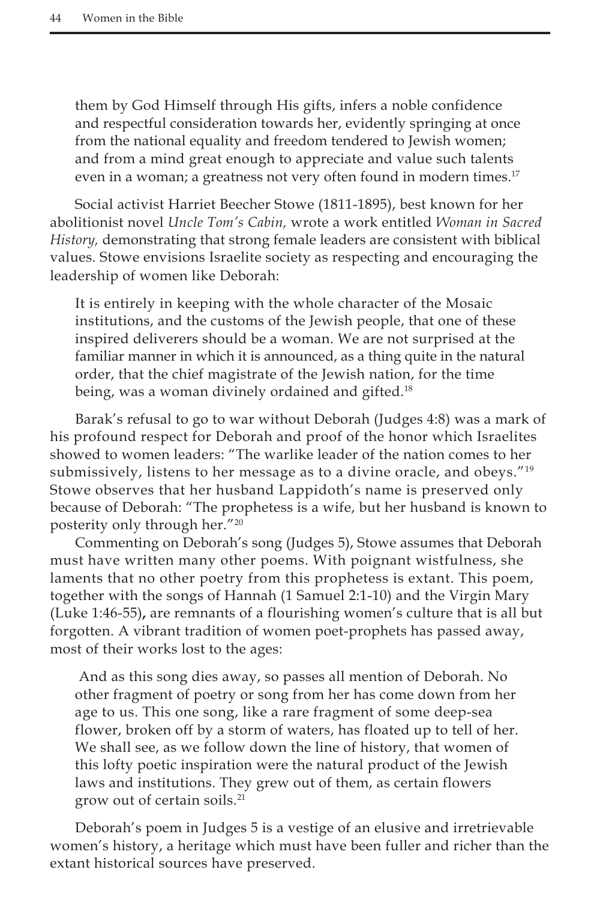them by God Himself through His gifts, infers a noble confidence and respectful consideration towards her, evidently springing at once from the national equality and freedom tendered to Jewish women; and from a mind great enough to appreciate and value such talents even in a woman; a greatness not very often found in modern times.[17]

Social activist Harriet Beecher Stowe (1811-1895), best known for her abolitionist novel *Uncle Tom's Cabin,* wrote a work entitled *Woman in Sacred History,* demonstrating that strong female leaders are consistent with biblical values. Stowe envisions Israelite society as respecting and encouraging the leadership of women like Deborah:

> It is entirely in keeping with the whole character of the Mosaic institutions, and the customs of the Jewish people, that one of these inspired deliverers should be a woman. We are not surprised at the familiar manner in which it is announced, as a thing quite in the natural order, that the chief magistrate of the Jewish nation, for the time being, was a woman divinely ordained and gifted.[18]

Barak's refusal to go to war without Deborah (Judges 4:8) was a mark of his profound respect for Deborah and proof of the honor which Israelites showed to women leaders: "The warlike leader of the nation comes to her submissively, listens to her message as to a divine oracle, and obeys."[19] Stowe observes that her husband Lappidoth's name is preserved only because of Deborah: "The prophetess is a wife, but her husband is known to posterity only through her."[20]

Commenting on Deborah's song (Judges 5), Stowe assumes that Deborah must have written many other poems. With poignant wistfulness, she laments that no other poetry from this prophetess is extant. This poem, together with the songs of Hannah (1 Samuel 2:1-10) and the Virgin Mary (Luke 1:46-55), are remnants of a flourishing women's culture that is all but forgotten. A vibrant tradition of women poet-prophets has passed away, most of their works lost to the ages:

> And as this song dies away, so passes all mention of Deborah. No other fragment of poetry or song from her has come down from her age to us. This one song, like a rare fragment of some deep-sea flower, broken off by a storm of waters, has floated up to tell of her. We shall see, as we follow down the line of history, that women of this lofty poetic inspiration were the natural product of the Jewish laws and institutions. They grew out of them, as certain flowers grow out of certain soils.[21]

Deborah's poem in Judges 5 is a vestige of an elusive and irretrievable women's history, a heritage which must have been fuller and richer than the extant historical sources have preserved.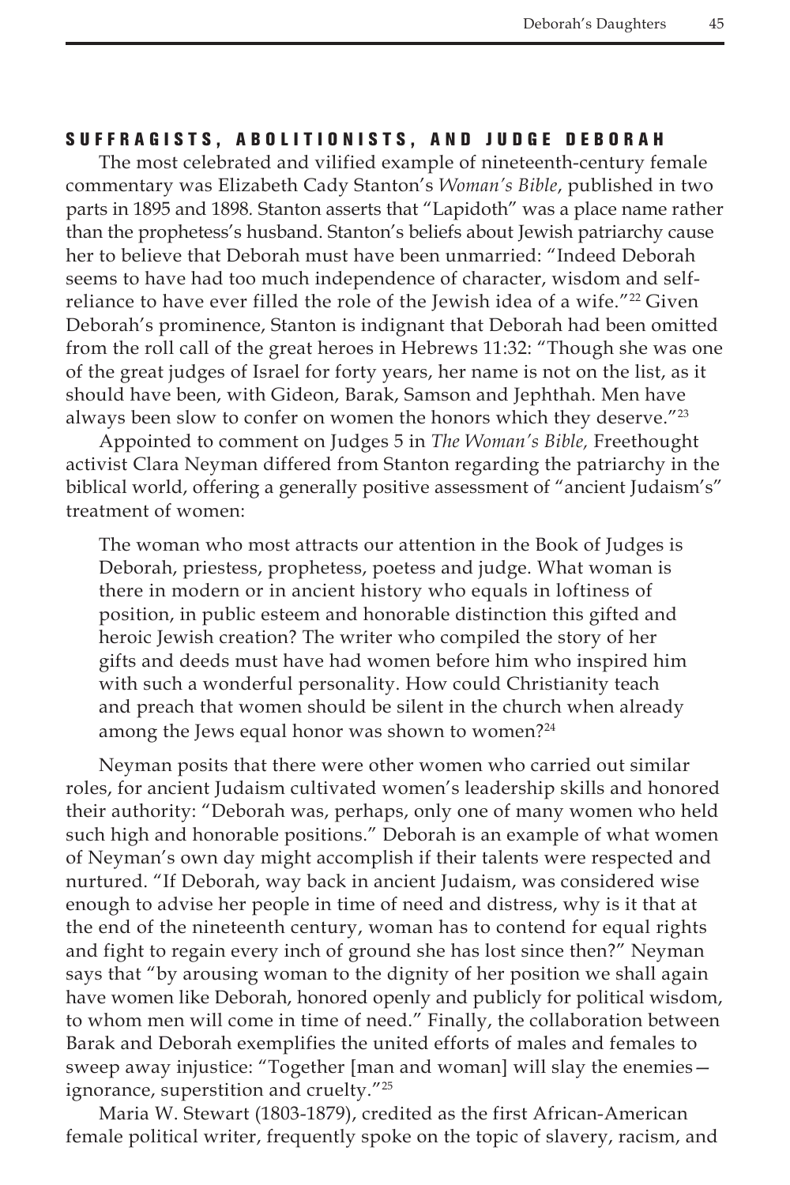## SUFFRAGISTS, ABOLITIONISTS, AND JUDGE DEBORAH

The most celebrated and vilified example of nineteenth-century female commentary was Elizabeth Cady Stanton's *Woman's Bible*, published in two parts in 1895 and 1898. Stanton asserts that "Lapidoth" was a place name rather than the prophetess's husband. Stanton's beliefs about Jewish patriarchy cause her to believe that Deborah must have been unmarried: "Indeed Deborah seems to have had too much independence of character, wisdom and self-reliance to have ever filled the role of the Jewish idea of a wife."[22] Given Deborah's prominence, Stanton is indignant that Deborah had been omitted from the roll call of the great heroes in Hebrews 11:32: "Though she was one of the great judges of Israel for forty years, her name is not on the list, as it should have been, with Gideon, Barak, Samson and Jephthah. Men have always been slow to confer on women the honors which they deserve."[23]

Appointed to comment on Judges 5 in *The Woman's Bible,* Freethought activist Clara Neyman differed from Stanton regarding the patriarchy in the biblical world, offering a generally positive assessment of "ancient Judaism's" treatment of women:

> The woman who most attracts our attention in the Book of Judges is Deborah, priestess, prophetess, poetess and judge. What woman is there in modern or in ancient history who equals in loftiness of position, in public esteem and honorable distinction this gifted and heroic Jewish creation? The writer who compiled the story of her gifts and deeds must have had women before him who inspired him with such a wonderful personality. How could Christianity teach and preach that women should be silent in the church when already among the Jews equal honor was shown to women?[24]

Neyman posits that there were other women who carried out similar roles, for ancient Judaism cultivated women's leadership skills and honored their authority: "Deborah was, perhaps, only one of many women who held such high and honorable positions." Deborah is an example of what women of Neyman's own day might accomplish if their talents were respected and nurtured. "If Deborah, way back in ancient Judaism, was considered wise enough to advise her people in time of need and distress, why is it that at the end of the nineteenth century, woman has to contend for equal rights and fight to regain every inch of ground she has lost since then?" Neyman says that "by arousing woman to the dignity of her position we shall again have women like Deborah, honored openly and publicly for political wisdom, to whom men will come in time of need." Finally, the collaboration between Barak and Deborah exemplifies the united efforts of males and females to sweep away injustice: "Together [man and woman] will slay the enemies—ignorance, superstition and cruelty."[25]

Maria W. Stewart (1803-1879), credited as the first African-American female political writer, frequently spoke on the topic of slavery, racism, and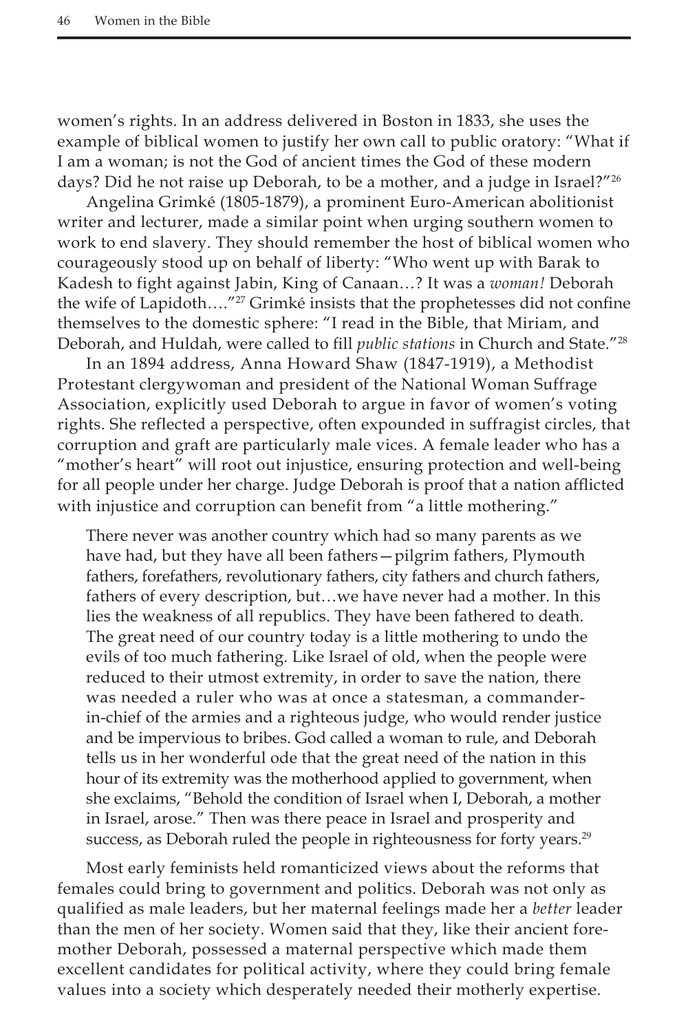women's rights. In an address delivered in Boston in 1833, she uses the example of biblical women to justify her own call to public oratory: "What if I am a woman; is not the God of ancient times the God of these modern days? Did he not raise up Deborah, to be a mother, and a judge in Israel?"[26]

Angelina Grimké (1805-1879), a prominent Euro-American abolitionist writer and lecturer, made a similar point when urging southern women to work to end slavery. They should remember the host of biblical women who courageously stood up on behalf of liberty: "Who went up with Barak to Kadesh to fight against Jabin, King of Canaan…? It was a *woman!* Deborah the wife of Lapidoth…."[27] Grimké insists that the prophetesses did not confine themselves to the domestic sphere: "I read in the Bible, that Miriam, and Deborah, and Huldah, were called to fill *public stations* in Church and State."[28]

In an 1894 address, Anna Howard Shaw (1847-1919), a Methodist Protestant clergywoman and president of the National Woman Suffrage Association, explicitly used Deborah to argue in favor of women's voting rights. She reflected a perspective, often expounded in suffragist circles, that corruption and graft are particularly male vices. A female leader who has a "mother's heart" will root out injustice, ensuring protection and well-being for all people under her charge. Judge Deborah is proof that a nation afflicted with injustice and corruption can benefit from "a little mothering."

> There never was another country which had so many parents as we have had, but they have all been fathers—pilgrim fathers, Plymouth fathers, forefathers, revolutionary fathers, city fathers and church fathers, fathers of every description, but…we have never had a mother. In this lies the weakness of all republics. They have been fathered to death. The great need of our country today is a little mothering to undo the evils of too much fathering. Like Israel of old, when the people were reduced to their utmost extremity, in order to save the nation, there was needed a ruler who was at once a statesman, a commander-in-chief of the armies and a righteous judge, who would render justice and be impervious to bribes. God called a woman to rule, and Deborah tells us in her wonderful ode that the great need of the nation in this hour of its extremity was the motherhood applied to government, when she exclaims, "Behold the condition of Israel when I, Deborah, a mother in Israel, arose." Then was there peace in Israel and prosperity and success, as Deborah ruled the people in righteousness for forty years.[29]

Most early feminists held romanticized views about the reforms that females could bring to government and politics. Deborah was not only as qualified as male leaders, but her maternal feelings made her a *better* leader than the men of her society. Women said that they, like their ancient foremother Deborah, possessed a maternal perspective which made them excellent candidates for political activity, where they could bring female values into a society which desperately needed their motherly expertise.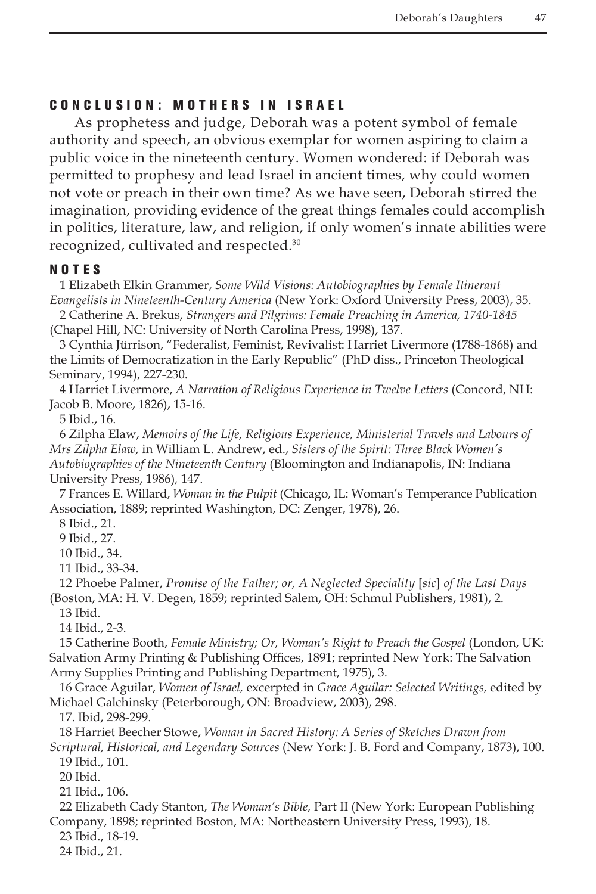## CONCLUSION: MOTHERS IN ISRAEL

As prophetess and judge, Deborah was a potent symbol of female authority and speech, an obvious exemplar for women aspiring to claim a public voice in the nineteenth century. Women wondered: if Deborah was permitted to prophesy and lead Israel in ancient times, why could women not vote or preach in their own time? As we have seen, Deborah stirred the imagination, providing evidence of the great things females could accomplish in politics, literature, law, and religion, if only women's innate abilities were recognized, cultivated and respected.[30]

## NOTES

1 Elizabeth Elkin Grammer, *Some Wild Visions: Autobiographies by Female Itinerant Evangelists in Nineteenth-Century America* (New York: Oxford University Press, 2003), 35.

2 Catherine A. Brekus, *Strangers and Pilgrims: Female Preaching in America, 1740-1845* (Chapel Hill, NC: University of North Carolina Press, 1998), 137.

3 Cynthia Jürrison, "Federalist, Feminist, Revivalist: Harriet Livermore (1788-1868) and the Limits of Democratization in the Early Republic" (PhD diss., Princeton Theological Seminary, 1994), 227-230.

4 Harriet Livermore, *A Narration of Religious Experience in Twelve Letters* (Concord, NH: Jacob B. Moore, 1826), 15-16.

5 Ibid., 16.

6 Zilpha Elaw, *Memoirs of the Life, Religious Experience, Ministerial Travels and Labours of Mrs Zilpha Elaw,* in William L. Andrew, ed., *Sisters of the Spirit: Three Black Women's Autobiographies of the Nineteenth Century* (Bloomington and Indianapolis, IN: Indiana University Press, 1986), 147.

7 Frances E. Willard, *Woman in the Pulpit* (Chicago, IL: Woman's Temperance Publication Association, 1889; reprinted Washington, DC: Zenger, 1978), 26.

8 Ibid., 21.

9 Ibid., 27.

10 Ibid., 34.

11 Ibid., 33-34.

12 Phoebe Palmer, *Promise of the Father; or, A Neglected Speciality* [*sic*] *of the Last Days* (Boston, MA: H. V. Degen, 1859; reprinted Salem, OH: Schmul Publishers, 1981), 2.

13 Ibid.

14 Ibid., 2-3.

15 Catherine Booth, *Female Ministry; Or, Woman's Right to Preach the Gospel* (London, UK: Salvation Army Printing & Publishing Offices, 1891; reprinted New York: The Salvation Army Supplies Printing and Publishing Department, 1975), 3.

16 Grace Aguilar, *Women of Israel,* excerpted in *Grace Aguilar: Selected Writings,* edited by Michael Galchinsky (Peterborough, ON: Broadview, 2003), 298.

17. Ibid, 298-299.

18 Harriet Beecher Stowe, *Woman in Sacred History: A Series of Sketches Drawn from Scriptural, Historical, and Legendary Sources* (New York: J. B. Ford and Company, 1873), 100.

19 Ibid., 101.

20 Ibid.

21 Ibid., 106.

22 Elizabeth Cady Stanton, *The Woman's Bible,* Part II (New York: European Publishing Company, 1898; reprinted Boston, MA: Northeastern University Press, 1993), 18.

23 Ibid., 18-19.

24 Ibid., 21.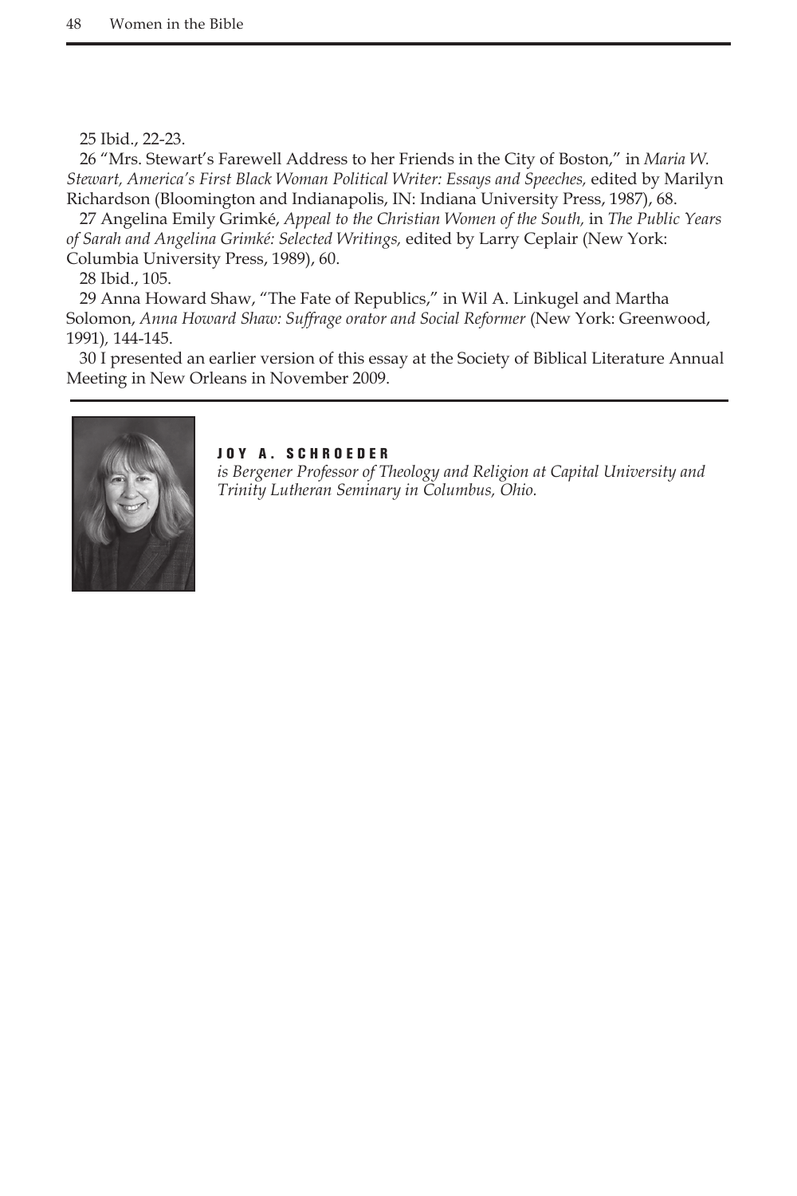25 Ibid., 22-23.

26 "Mrs. Stewart's Farewell Address to her Friends in the City of Boston," in *Maria W. Stewart, America's First Black Woman Political Writer: Essays and Speeches,* edited by Marilyn Richardson (Bloomington and Indianapolis, IN: Indiana University Press, 1987), 68.

27 Angelina Emily Grimké, *Appeal to the Christian Women of the South,* in *The Public Years of Sarah and Angelina Grimké: Selected Writings,* edited by Larry Ceplair (New York: Columbia University Press, 1989), 60.

28 Ibid., 105.

29 Anna Howard Shaw, "The Fate of Republics," in Wil A. Linkugel and Martha Solomon, *Anna Howard Shaw: Suffrage orator and Social Reformer* (New York: Greenwood, 1991), 144-145.

30 I presented an earlier version of this essay at the Society of Biblical Literature Annual Meeting in New Orleans in November 2009.

---

**JOY A. SCHROEDER**

*is Bergener Professor of Theology and Religion at Capital University and Trinity Lutheran Seminary in Columbus, Ohio.*